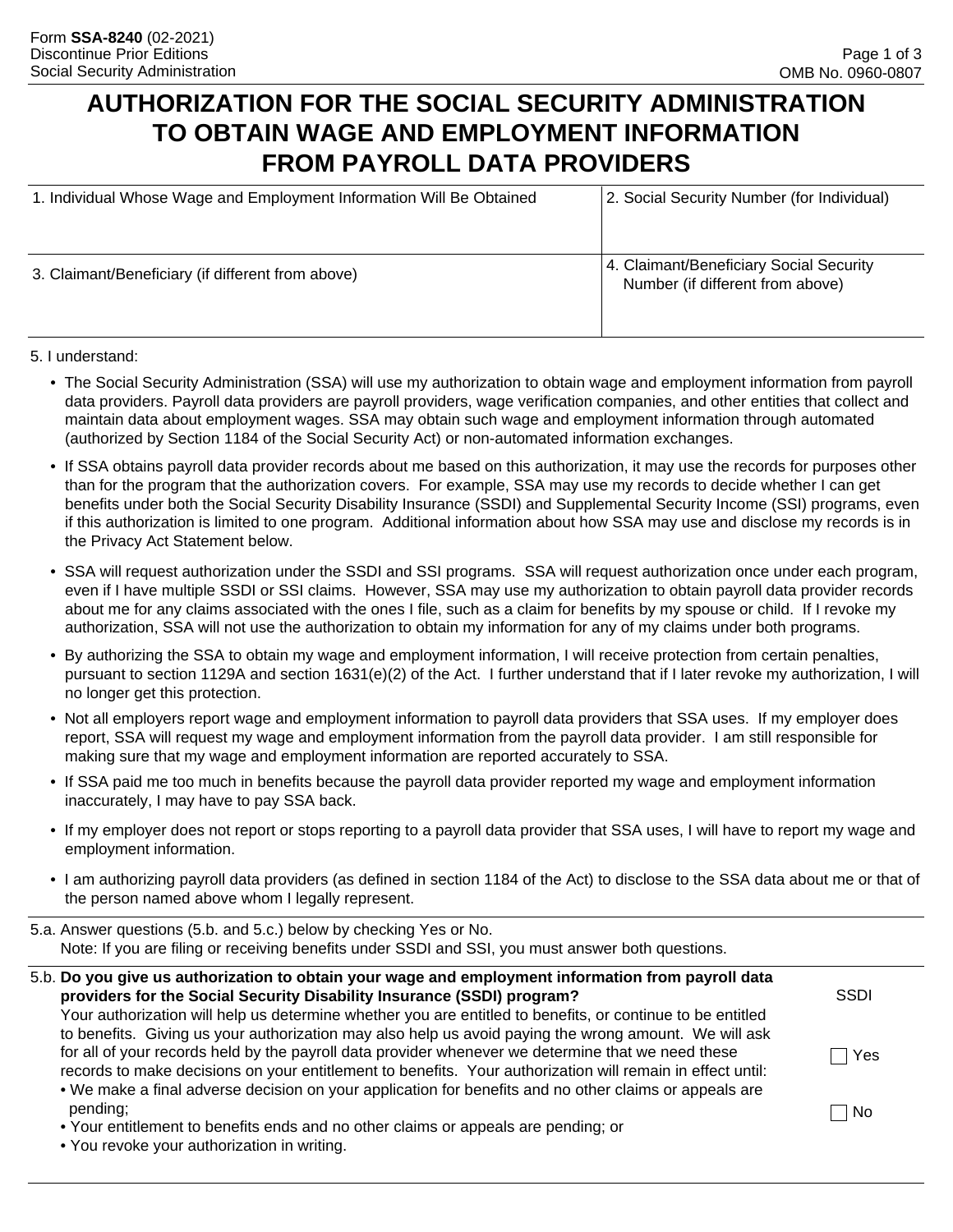Form **SSA-8240** (02-2021)
Discontinue Prior Editions
Social Security Administration

OMB No. 0960-0807

# AUTHORIZATION FOR THE SOCIAL SECURITY ADMINISTRATION TO OBTAIN WAGE AND EMPLOYMENT INFORMATION FROM PAYROLL DATA PROVIDERS

| 1. Individual Whose Wage and Employment Information Will Be Obtained | 2. Social Security Number (for Individual) |
| --- | --- |
| 3. Claimant/Beneficiary (if different from above) | 4. Claimant/Beneficiary Social Security Number (if different from above) |

5. I understand:

- The Social Security Administration (SSA) will use my authorization to obtain wage and employment information from payroll data providers. Payroll data providers are payroll providers, wage verification companies, and other entities that collect and maintain data about employment wages. SSA may obtain such wage and employment information through automated (authorized by Section 1184 of the Social Security Act) or non-automated information exchanges.
- If SSA obtains payroll data provider records about me based on this authorization, it may use the records for purposes other than for the program that the authorization covers. For example, SSA may use my records to decide whether I can get benefits under both the Social Security Disability Insurance (SSDI) and Supplemental Security Income (SSI) programs, even if this authorization is limited to one program. Additional information about how SSA may use and disclose my records is in the Privacy Act Statement below.
- SSA will request authorization under the SSDI and SSI programs. SSA will request authorization once under each program, even if I have multiple SSDI or SSI claims. However, SSA may use my authorization to obtain payroll data provider records about me for any claims associated with the ones I file, such as a claim for benefits by my spouse or child. If I revoke my authorization, SSA will not use the authorization to obtain my information for any of my claims under both programs.
- By authorizing the SSA to obtain my wage and employment information, I will receive protection from certain penalties, pursuant to section 1129A and section 1631(e)(2) of the Act. I further understand that if I later revoke my authorization, I will no longer get this protection.
- Not all employers report wage and employment information to payroll data providers that SSA uses. If my employer does report, SSA will request my wage and employment information from the payroll data provider. I am still responsible for making sure that my wage and employment information are reported accurately to SSA.
- If SSA paid me too much in benefits because the payroll data provider reported my wage and employment information inaccurately, I may have to pay SSA back.
- If my employer does not report or stops reporting to a payroll data provider that SSA uses, I will have to report my wage and employment information.
- I am authorizing payroll data providers (as defined in section 1184 of the Act) to disclose to the SSA data about me or that of the person named above whom I legally represent.

5.a. Answer questions (5.b. and 5.c.) below by checking Yes or No.
Note: If you are filing or receiving benefits under SSDI and SSI, you must answer both questions.

5.b. **Do you give us authorization to obtain your wage and employment information from payroll data providers for the Social Security Disability Insurance (SSDI) program?**
Your authorization will help us determine whether you are entitled to benefits, or continue to be entitled to benefits. Giving us your authorization may also help us avoid paying the wrong amount. We will ask for all of your records held by the payroll data provider whenever we determine that we need these records to make decisions on your entitlement to benefits. Your authorization will remain in effect until:
- We make a final adverse decision on your application for benefits and no other claims or appeals are pending;
- Your entitlement to benefits ends and no other claims or appeals are pending; or
- You revoke your authorization in writing.

SSDI

☐ Yes

☐ No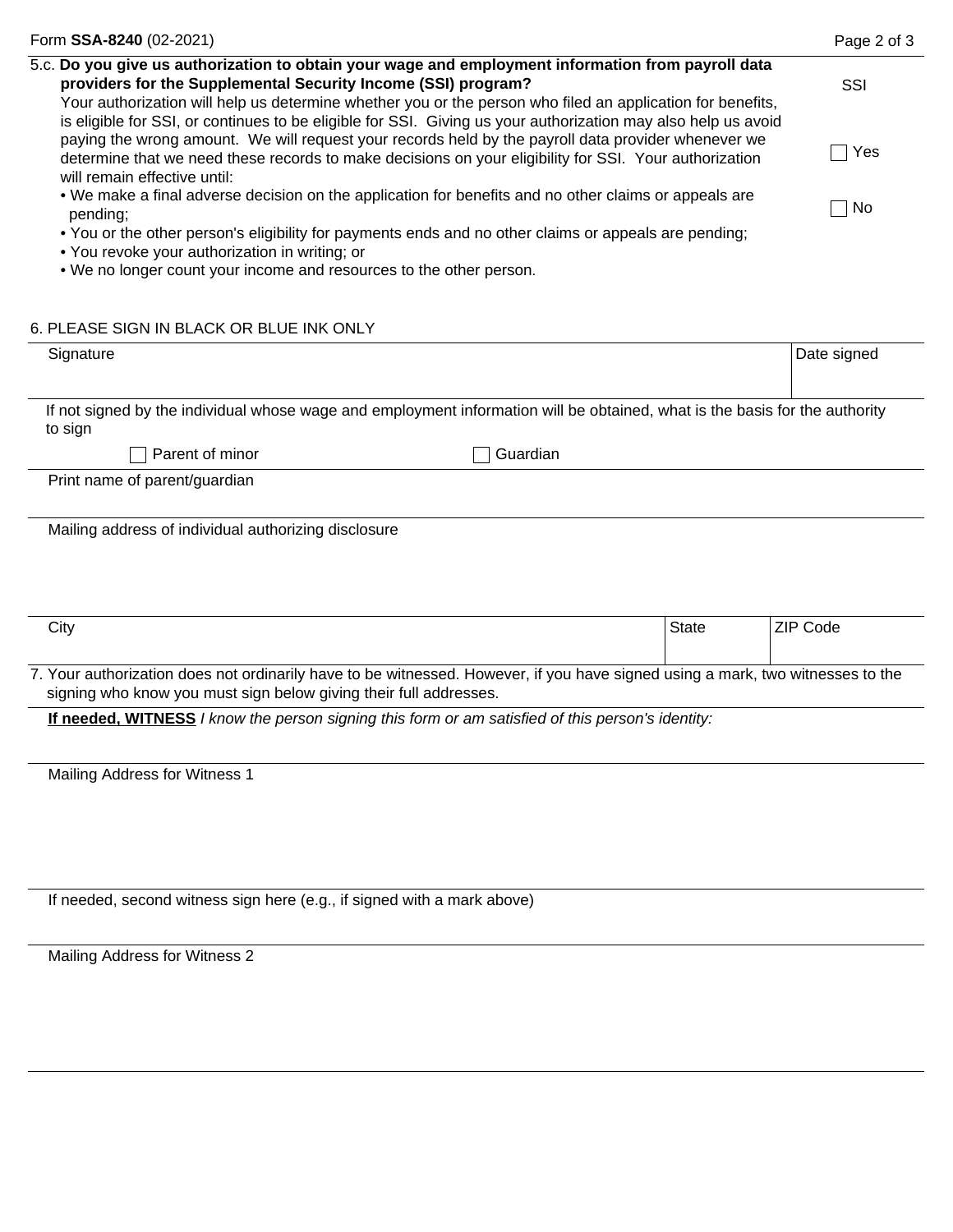**5.c. Do you give us authorization to obtain your wage and employment information from payroll data providers for the Supplemental Security Income (SSI) program?**

Your authorization will help us determine whether you or the person who filed an application for benefits, is eligible for SSI, or continues to be eligible for SSI. Giving us your authorization may also help us avoid paying the wrong amount. We will request your records held by the payroll data provider whenever we determine that we need these records to make decisions on your eligibility for SSI. Your authorization will remain effective until:

- We make a final adverse decision on the application for benefits and no other claims or appeals are pending;
- You or the other person's eligibility for payments ends and no other claims or appeals are pending;
- You revoke your authorization in writing; or
- We no longer count your income and resources to the other person.

SSI

☐ Yes

☐ No

6. PLEASE SIGN IN BLACK OR BLUE INK ONLY

| Signature | Date signed |
|---|---|
| | |

If not signed by the individual whose wage and employment information will be obtained, what is the basis for the authority to sign

☐ Parent of minor ☐ Guardian

Print name of parent/guardian

Mailing address of individual authorizing disclosure

| City | State | ZIP Code |
|---|---|---|
| | | |

7. Your authorization does not ordinarily have to be witnessed. However, if you have signed using a mark, two witnesses to the signing who know you must sign below giving their full addresses.

**<u>If needed, WITNESS</u>** *I know the person signing this form or am satisfied of this person's identity:*

Mailing Address for Witness 1

If needed, second witness sign here (e.g., if signed with a mark above)

Mailing Address for Witness 2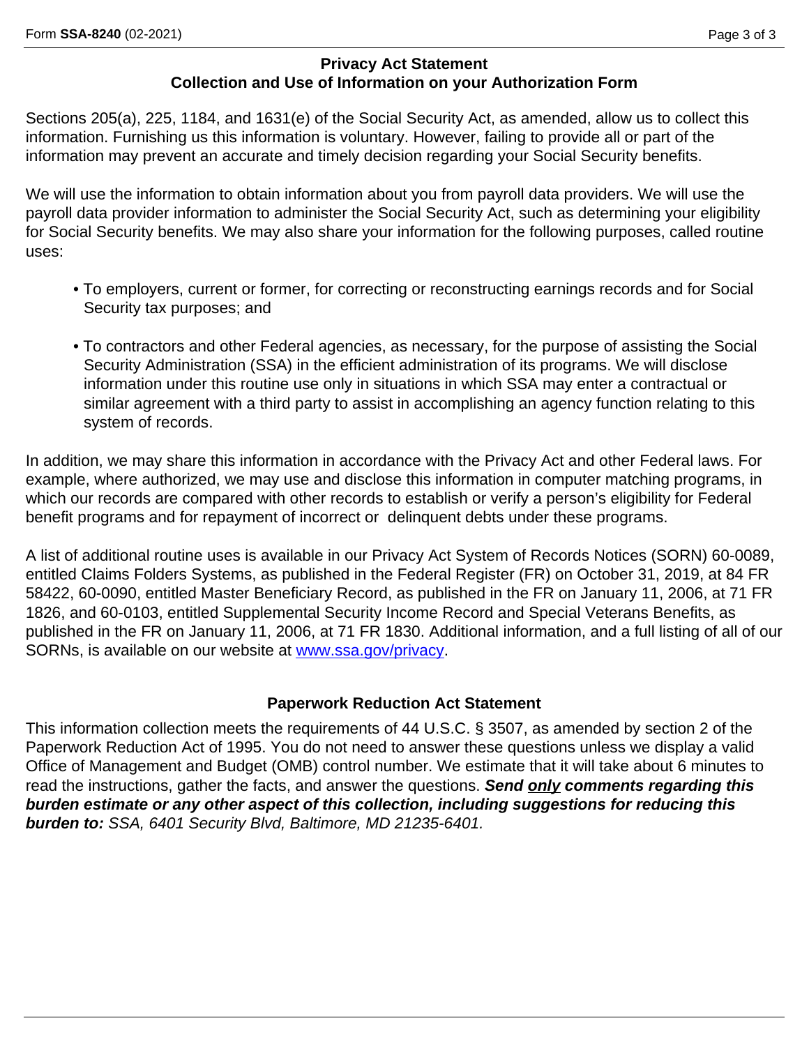## Privacy Act Statement
## Collection and Use of Information on your Authorization Form

Sections 205(a), 225, 1184, and 1631(e) of the Social Security Act, as amended, allow us to collect this information. Furnishing us this information is voluntary. However, failing to provide all or part of the information may prevent an accurate and timely decision regarding your Social Security benefits.

We will use the information to obtain information about you from payroll data providers. We will use the payroll data provider information to administer the Social Security Act, such as determining your eligibility for Social Security benefits. We may also share your information for the following purposes, called routine uses:

- To employers, current or former, for correcting or reconstructing earnings records and for Social Security tax purposes; and
- To contractors and other Federal agencies, as necessary, for the purpose of assisting the Social Security Administration (SSA) in the efficient administration of its programs. We will disclose information under this routine use only in situations in which SSA may enter a contractual or similar agreement with a third party to assist in accomplishing an agency function relating to this system of records.

In addition, we may share this information in accordance with the Privacy Act and other Federal laws. For example, where authorized, we may use and disclose this information in computer matching programs, in which our records are compared with other records to establish or verify a person's eligibility for Federal benefit programs and for repayment of incorrect or delinquent debts under these programs.

A list of additional routine uses is available in our Privacy Act System of Records Notices (SORN) 60-0089, entitled Claims Folders Systems, as published in the Federal Register (FR) on October 31, 2019, at 84 FR 58422, 60-0090, entitled Master Beneficiary Record, as published in the FR on January 11, 2006, at 71 FR 1826, and 60-0103, entitled Supplemental Security Income Record and Special Veterans Benefits, as published in the FR on January 11, 2006, at 71 FR 1830. Additional information, and a full listing of all of our SORNs, is available on our website at [www.ssa.gov/privacy](www.ssa.gov/privacy).

## Paperwork Reduction Act Statement

This information collection meets the requirements of 44 U.S.C. § 3507, as amended by section 2 of the Paperwork Reduction Act of 1995. You do not need to answer these questions unless we display a valid Office of Management and Budget (OMB) control number. We estimate that it will take about 6 minutes to read the instructions, gather the facts, and answer the questions. ***Send only comments regarding this burden estimate or any other aspect of this collection, including suggestions for reducing this burden to:*** *SSA, 6401 Security Blvd, Baltimore, MD 21235-6401.*